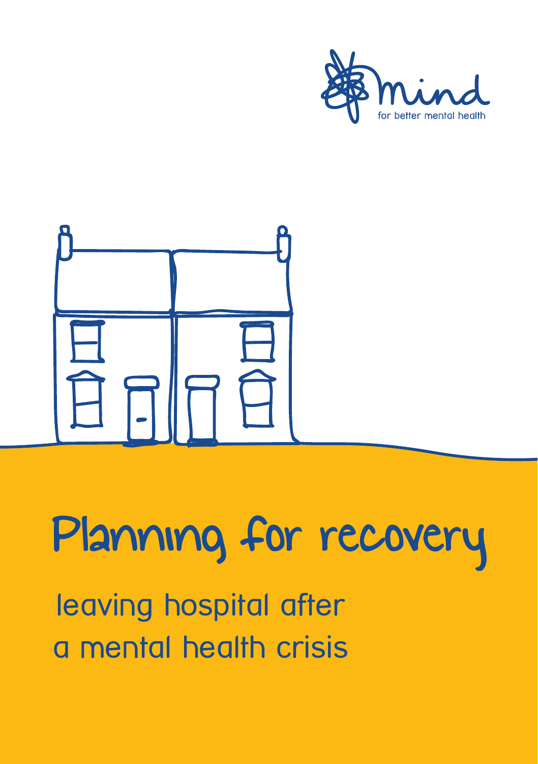mind

for better mental health

# Planning for recovery

## leaving hospital after a mental health crisis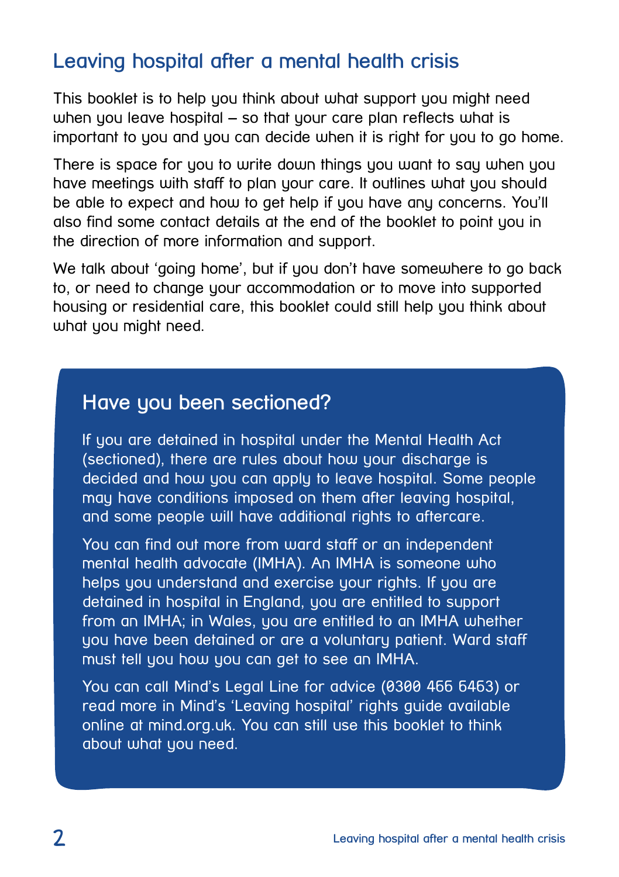# Leaving hospital after a mental health crisis

This booklet is to help you think about what support you might need when you leave hospital – so that your care plan reflects what is important to you and you can decide when it is right for you to go home.

There is space for you to write down things you want to say when you have meetings with staff to plan your care. It outlines what you should be able to expect and how to get help if you have any concerns. You'll also find some contact details at the end of the booklet to point you in the direction of more information and support.

We talk about 'going home', but if you don't have somewhere to go back to, or need to change your accommodation or to move into supported housing or residential care, this booklet could still help you think about what you might need.

## Have you been sectioned?

If you are detained in hospital under the Mental Health Act (sectioned), there are rules about how your discharge is decided and how you can apply to leave hospital. Some people may have conditions imposed on them after leaving hospital, and some people will have additional rights to aftercare.

You can find out more from ward staff or an independent mental health advocate (IMHA). An IMHA is someone who helps you understand and exercise your rights. If you are detained in hospital in England, you are entitled to support from an IMHA; in Wales, you are entitled to an IMHA whether you have been detained or are a voluntary patient. Ward staff must tell you how you can get to see an IMHA.

You can call Mind's Legal Line for advice (0300 466 6463) or read more in Mind's 'Leaving hospital' rights guide available online at mind.org.uk. You can still use this booklet to think about what you need.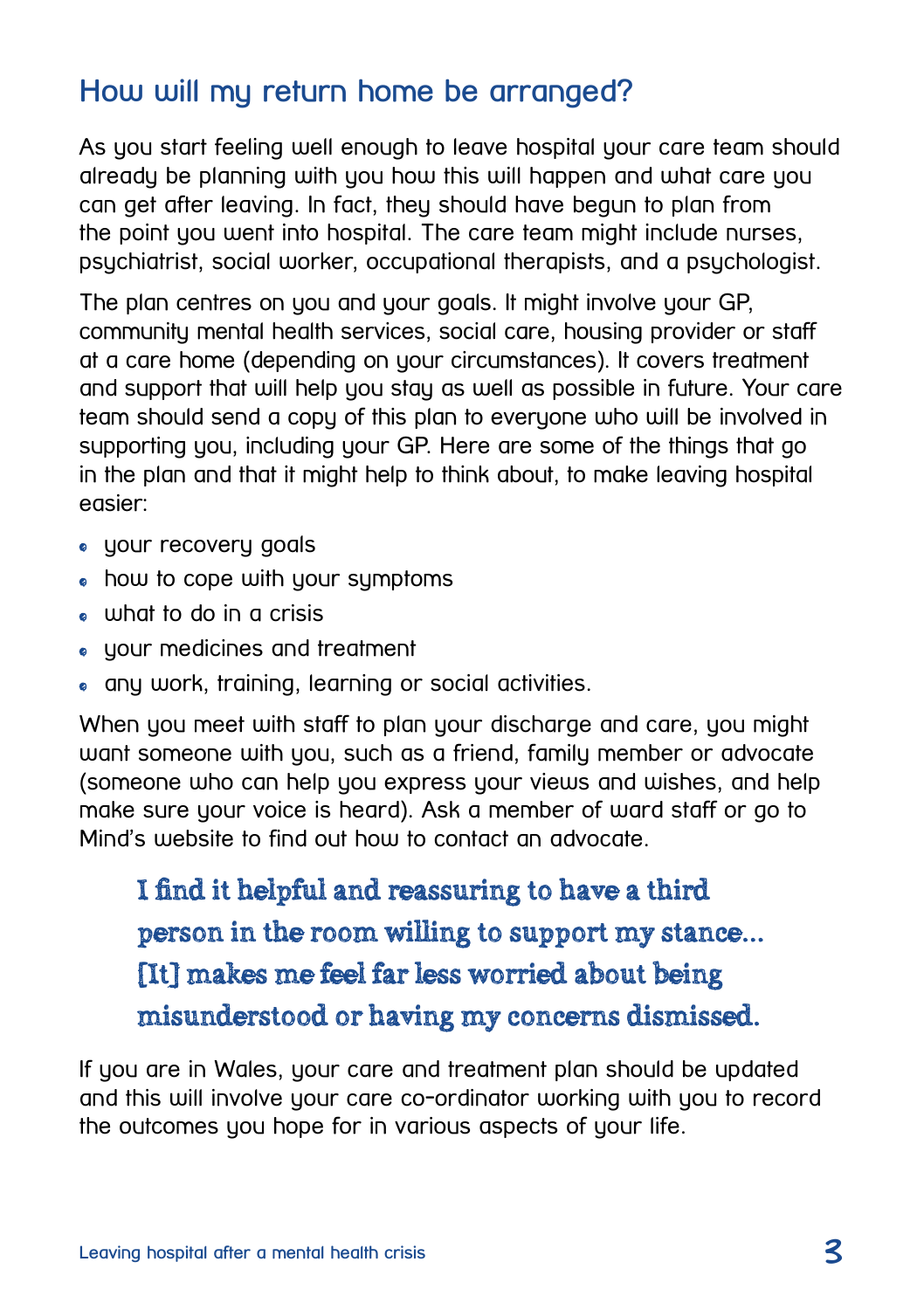## How will my return home be arranged?

As you start feeling well enough to leave hospital your care team should already be planning with you how this will happen and what care you can get after leaving. In fact, they should have begun to plan from the point you went into hospital. The care team might include nurses, psychiatrist, social worker, occupational therapists, and a psychologist.

The plan centres on you and your goals. It might involve your GP, community mental health services, social care, housing provider or staff at a care home (depending on your circumstances). It covers treatment and support that will help you stay as well as possible in future. Your care team should send a copy of this plan to everyone who will be involved in supporting you, including your GP. Here are some of the things that go in the plan and that it might help to think about, to make leaving hospital easier:

- your recovery goals
- how to cope with your symptoms
- what to do in a crisis
- your medicines and treatment
- any work, training, learning or social activities.

When you meet with staff to plan your discharge and care, you might want someone with you, such as a friend, family member or advocate (someone who can help you express your views and wishes, and help make sure your voice is heard). Ask a member of ward staff or go to Mind's website to find out how to contact an advocate.

> **I find it helpful and reassuring to have a third person in the room willing to support my stance... [It] makes me feel far less worried about being misunderstood or having my concerns dismissed.**

If you are in Wales, your care and treatment plan should be updated and this will involve your care co-ordinator working with you to record the outcomes you hope for in various aspects of your life.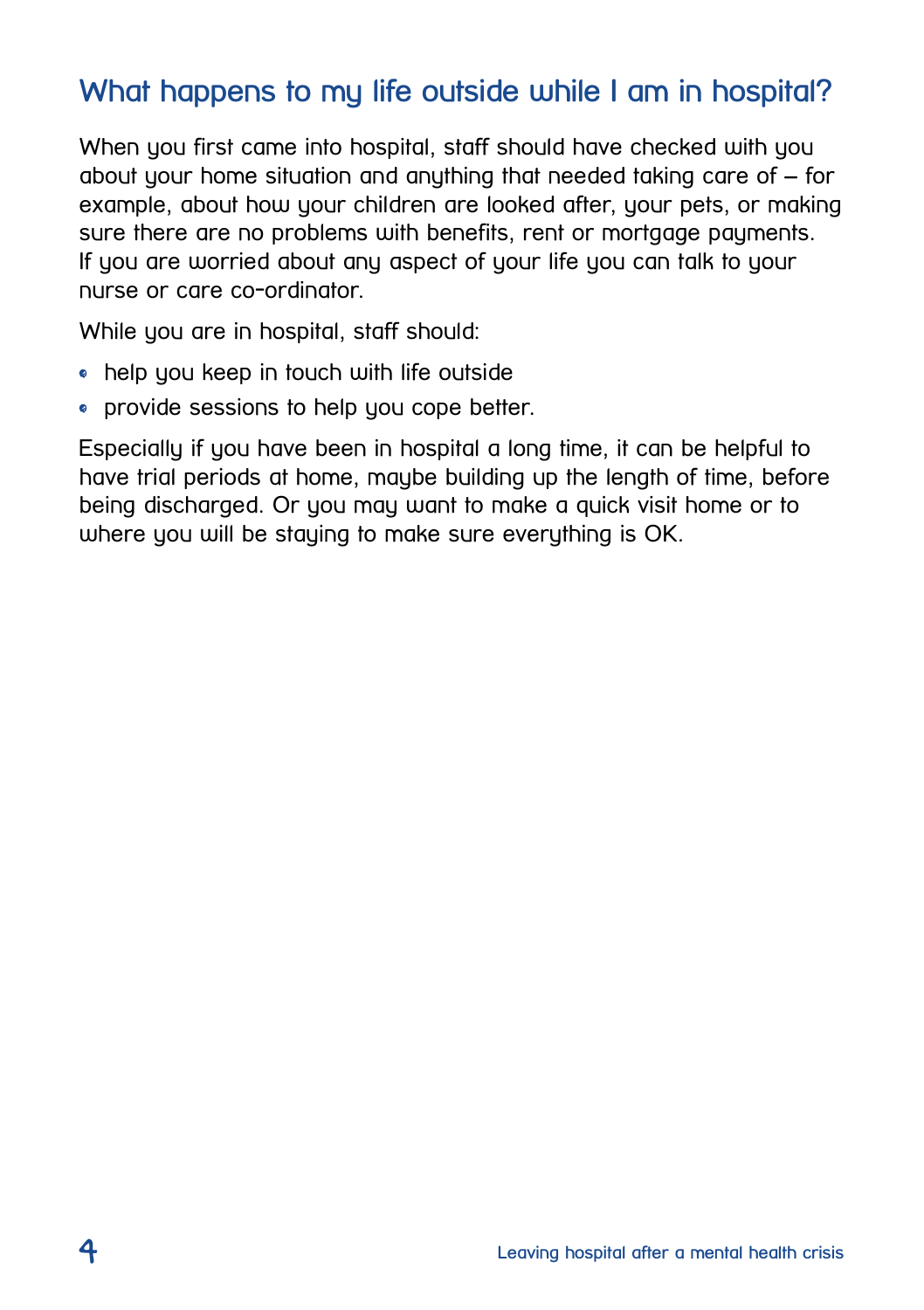## What happens to my life outside while I am in hospital?

When you first came into hospital, staff should have checked with you about your home situation and anything that needed taking care of – for example, about how your children are looked after, your pets, or making sure there are no problems with benefits, rent or mortgage payments. If you are worried about any aspect of your life you can talk to your nurse or care co-ordinator.

While you are in hospital, staff should:

- help you keep in touch with life outside
- provide sessions to help you cope better.

Especially if you have been in hospital a long time, it can be helpful to have trial periods at home, maybe building up the length of time, before being discharged. Or you may want to make a quick visit home or to where you will be staying to make sure everything is OK.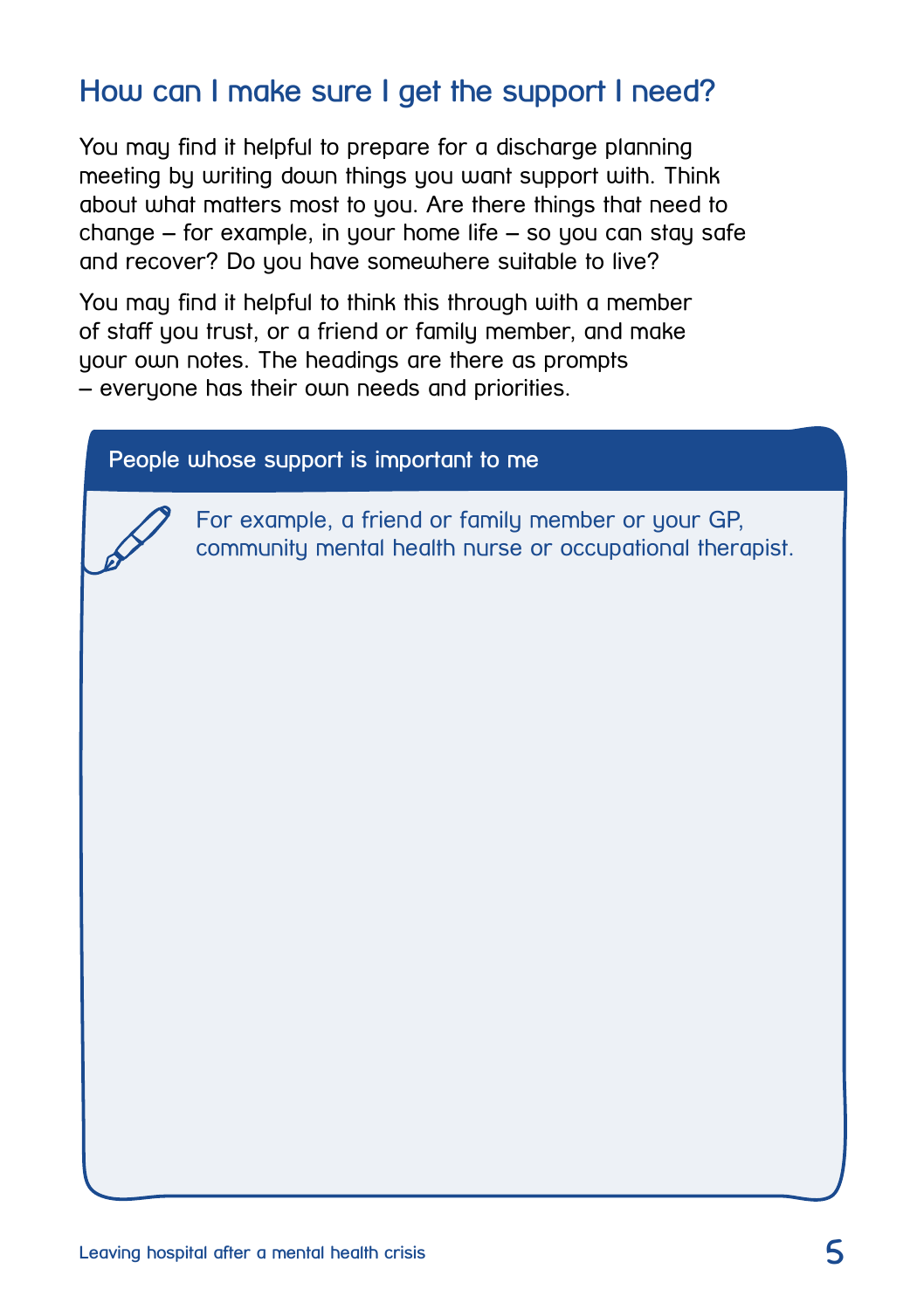## How can I make sure I get the support I need?

You may find it helpful to prepare for a discharge planning meeting by writing down things you want support with. Think about what matters most to you. Are there things that need to change – for example, in your home life – so you can stay safe and recover? Do you have somewhere suitable to live?

You may find it helpful to think this through with a member of staff you trust, or a friend or family member, and make your own notes. The headings are there as prompts – everyone has their own needs and priorities.

### People whose support is important to me

For example, a friend or family member or your GP, community mental health nurse or occupational therapist.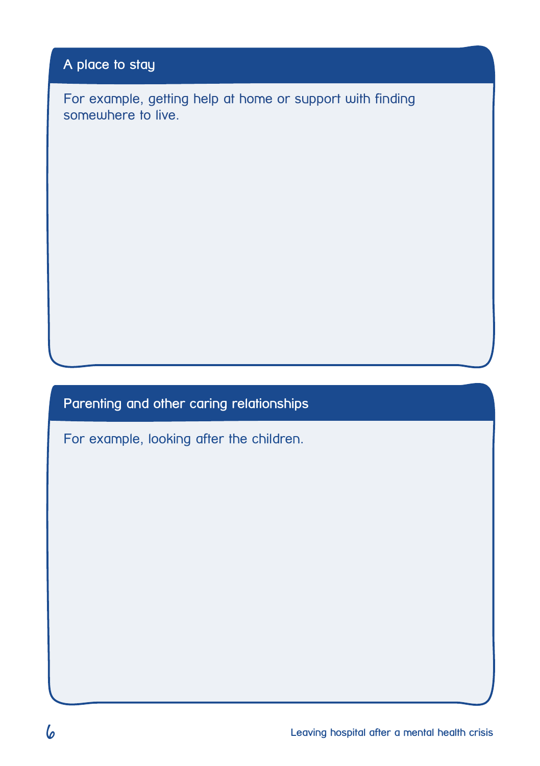## A place to stay

For example, getting help at home or support with finding somewhere to live.

## Parenting and other caring relationships

For example, looking after the children.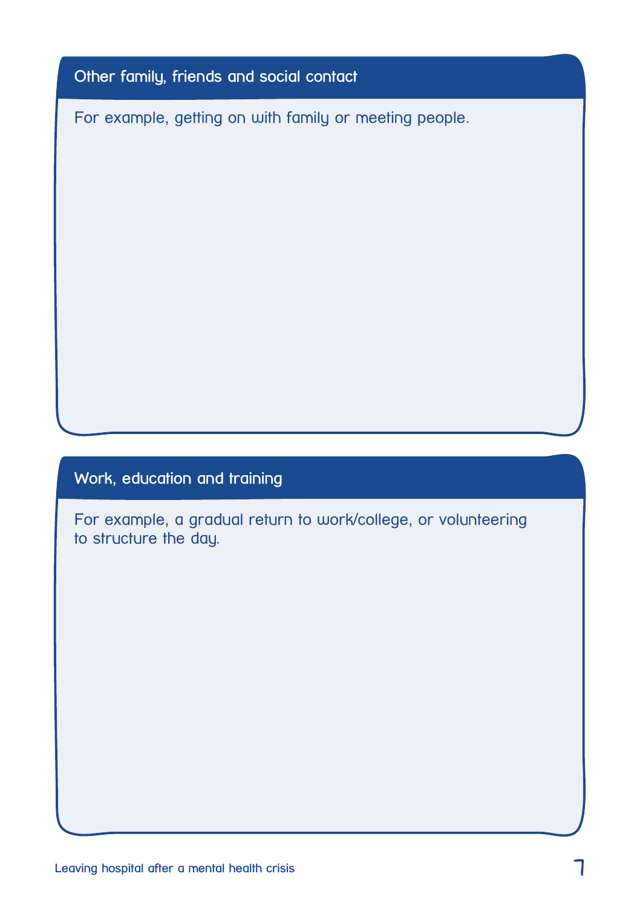## Other family, friends and social contact

For example, getting on with family or meeting people.

## Work, education and training

For example, a gradual return to work/college, or volunteering to structure the day.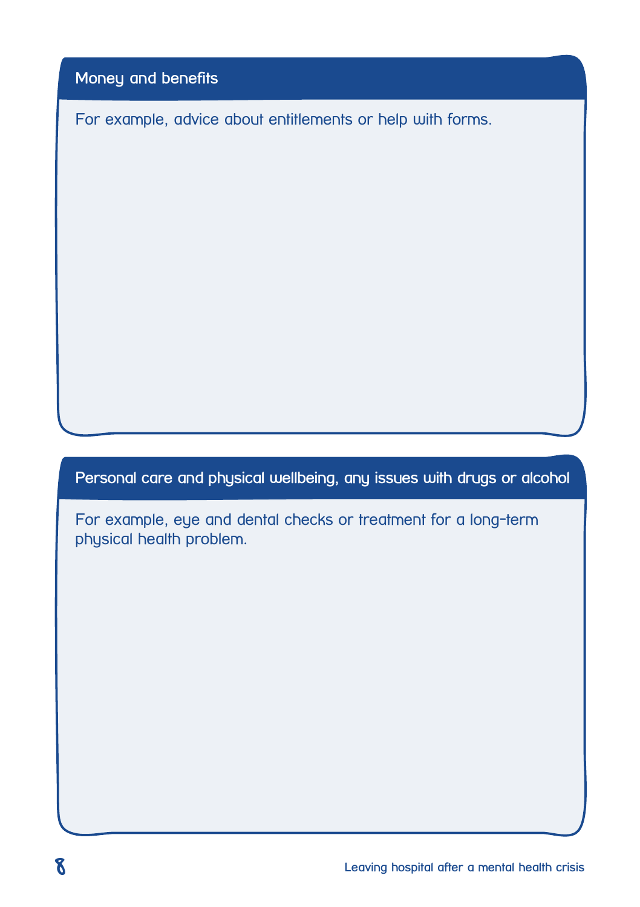## Money and benefits

For example, advice about entitlements or help with forms.

## Personal care and physical wellbeing, any issues with drugs or alcohol

For example, eye and dental checks or treatment for a long-term physical health problem.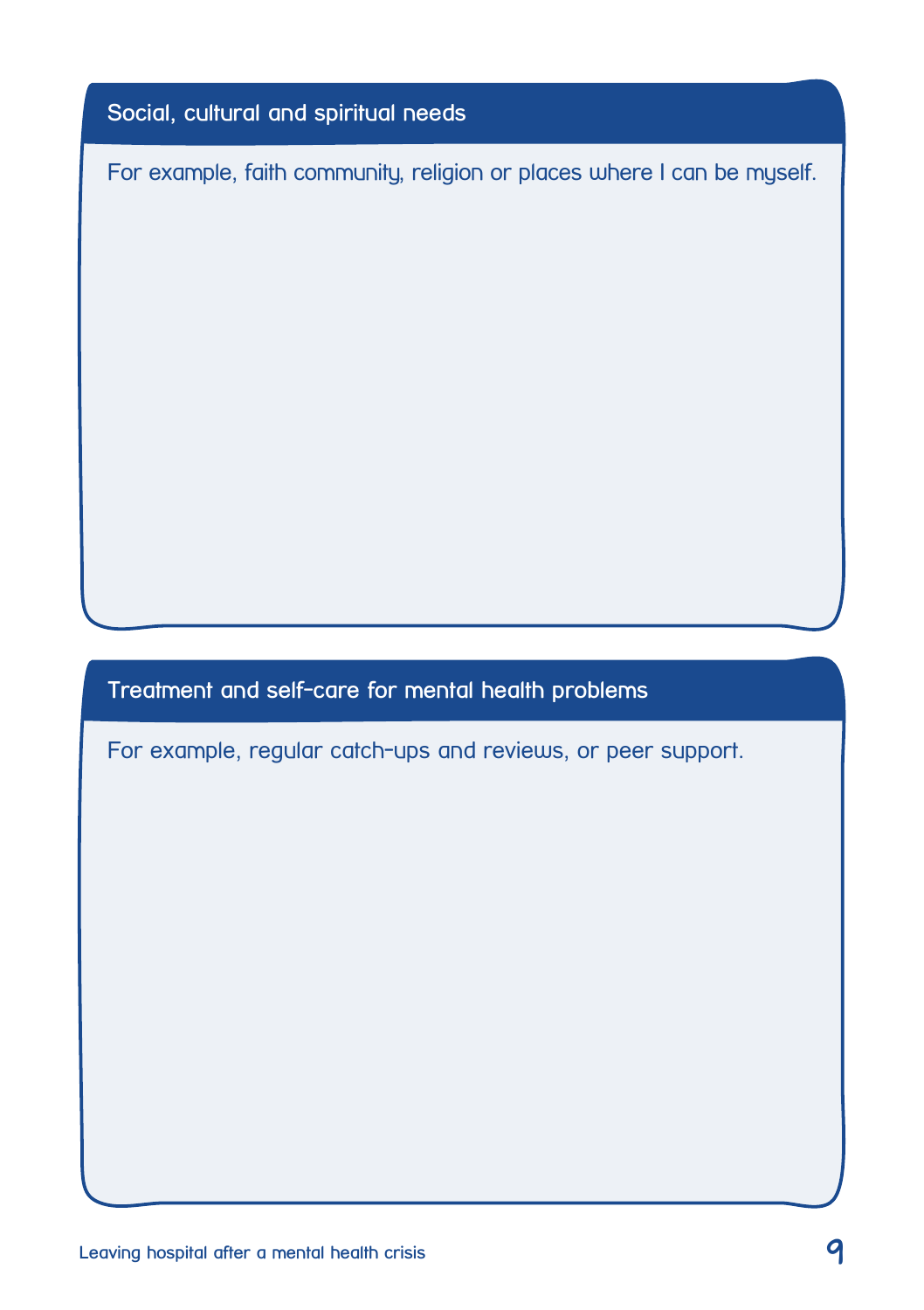## Social, cultural and spiritual needs

For example, faith community, religion or places where I can be myself.

## Treatment and self-care for mental health problems

For example, regular catch-ups and reviews, or peer support.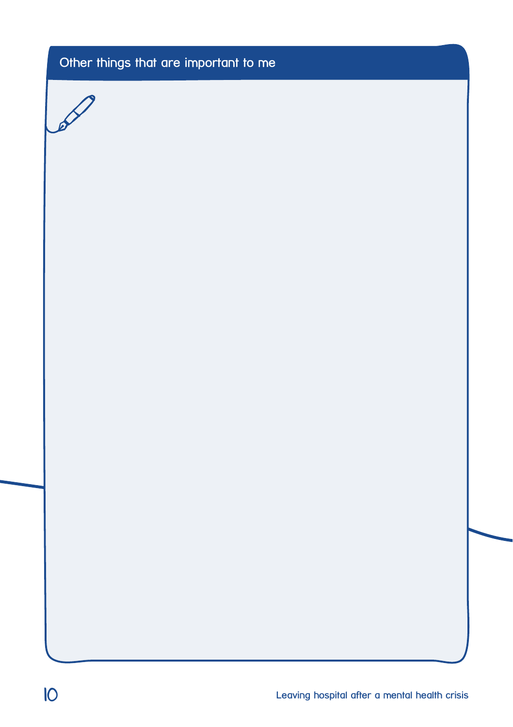## Other things that are important to me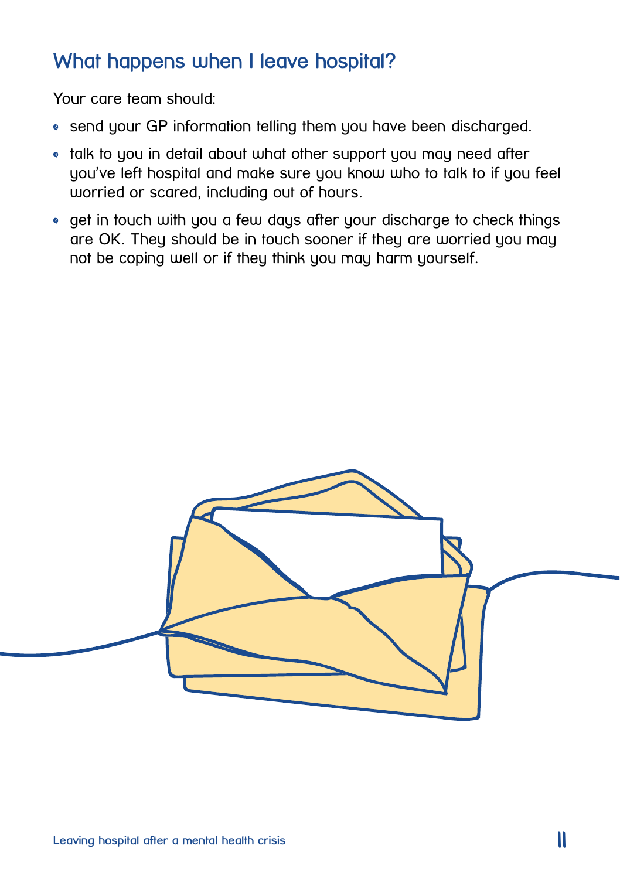## What happens when I leave hospital?

Your care team should:

- send your GP information telling them you have been discharged.
- talk to you in detail about what other support you may need after you've left hospital and make sure you know who to talk to if you feel worried or scared, including out of hours.
- get in touch with you a few days after your discharge to check things are OK. They should be in touch sooner if they are worried you may not be coping well or if they think you may harm yourself.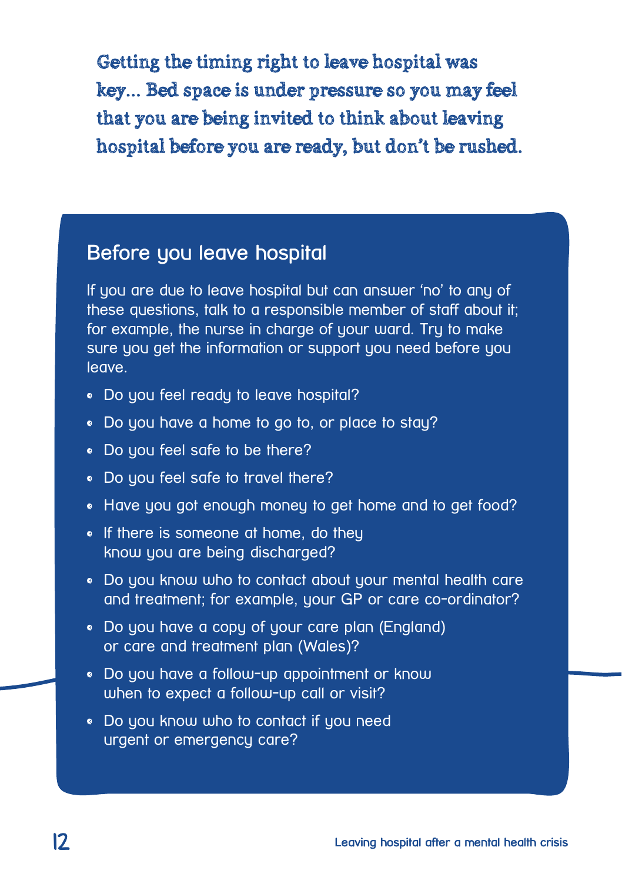Getting the timing right to leave hospital was key... Bed space is under pressure so you may feel that you are being invited to think about leaving hospital before you are ready, but don't be rushed.

## Before you leave hospital

If you are due to leave hospital but can answer 'no' to any of these questions, talk to a responsible member of staff about it; for example, the nurse in charge of your ward. Try to make sure you get the information or support you need before you leave.

- Do you feel ready to leave hospital?
- Do you have a home to go to, or place to stay?
- Do you feel safe to be there?
- Do you feel safe to travel there?
- Have you got enough money to get home and to get food?
- If there is someone at home, do they know you are being discharged?
- Do you know who to contact about your mental health care and treatment; for example, your GP or care co-ordinator?
- Do you have a copy of your care plan (England) or care and treatment plan (Wales)?
- Do you have a follow-up appointment or know when to expect a follow-up call or visit?
- Do you know who to contact if you need urgent or emergency care?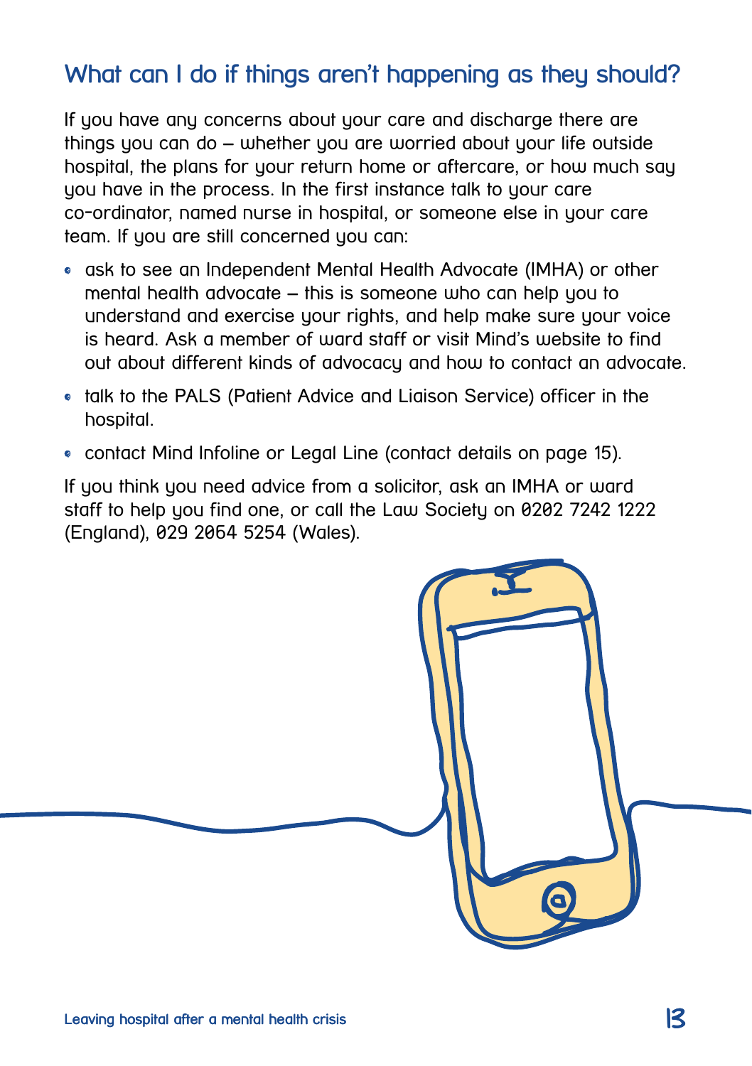## What can I do if things aren't happening as they should?

If you have any concerns about your care and discharge there are things you can do – whether you are worried about your life outside hospital, the plans for your return home or aftercare, or how much say you have in the process. In the first instance talk to your care co-ordinator, named nurse in hospital, or someone else in your care team. If you are still concerned you can:

- ask to see an Independent Mental Health Advocate (IMHA) or other mental health advocate – this is someone who can help you to understand and exercise your rights, and help make sure your voice is heard. Ask a member of ward staff or visit Mind's website to find out about different kinds of advocacy and how to contact an advocate.
- talk to the PALS (Patient Advice and Liaison Service) officer in the hospital.
- contact Mind Infoline or Legal Line (contact details on page 15).

If you think you need advice from a solicitor, ask an IMHA or ward staff to help you find one, or call the Law Society on 0202 7242 1222 (England), 029 2064 5254 (Wales).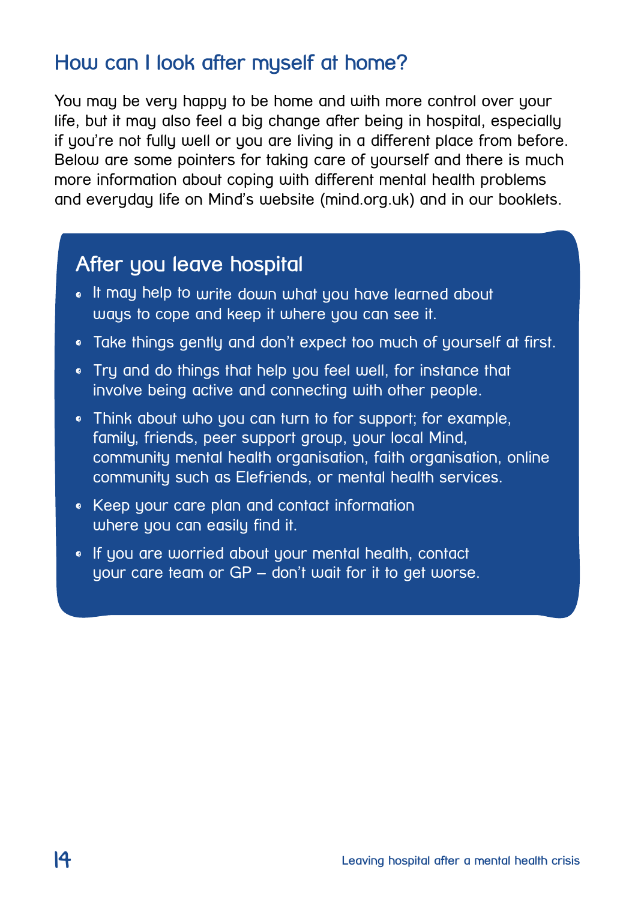## How can I look after myself at home?

You may be very happy to be home and with more control over your life, but it may also feel a big change after being in hospital, especially if you're not fully well or you are living in a different place from before. Below are some pointers for taking care of yourself and there is much more information about coping with different mental health problems and everyday life on Mind's website (mind.org.uk) and in our booklets.

### After you leave hospital

- It may help to write down what you have learned about ways to cope and keep it where you can see it.
- Take things gently and don't expect too much of yourself at first.
- Try and do things that help you feel well, for instance that involve being active and connecting with other people.
- Think about who you can turn to for support; for example, family, friends, peer support group, your local Mind, community mental health organisation, faith organisation, online community such as Elefriends, or mental health services.
- Keep your care plan and contact information where you can easily find it.
- If you are worried about your mental health, contact your care team or GP – don't wait for it to get worse.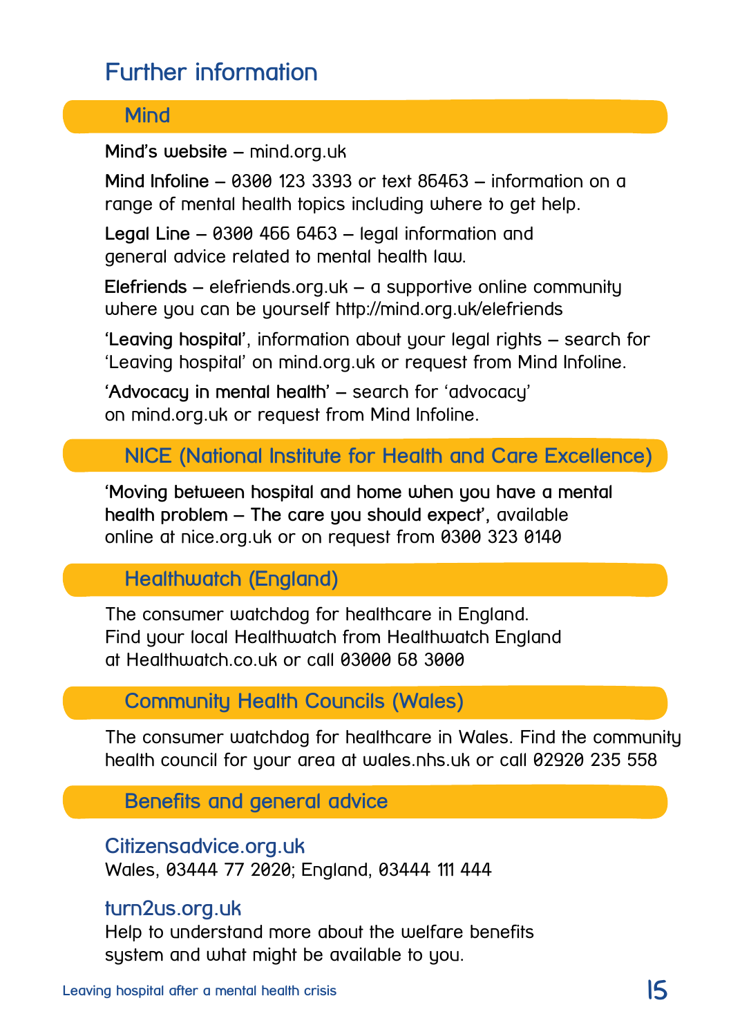# Further information

## Mind

**Mind's website** – mind.org.uk

**Mind Infoline** – 0300 123 3393 or text 86463 – information on a range of mental health topics including where to get help.

**Legal Line** – 0300 466 6463 – legal information and general advice related to mental health law.

**Elefriends** – elefriends.org.uk – a supportive online community where you can be yourself http://mind.org.uk/elefriends

**'Leaving hospital'**, information about your legal rights – search for 'Leaving hospital' on mind.org.uk or request from Mind Infoline.

**'Advocacy in mental health'** – search for 'advocacy' on mind.org.uk or request from Mind Infoline.

## NICE (National Institute for Health and Care Excellence)

**'Moving between hospital and home when you have a mental health problem – The care you should expect'**, available online at nice.org.uk or on request from 0300 323 0140

## Healthwatch (England)

The consumer watchdog for healthcare in England. Find your local Healthwatch from Healthwatch England at Healthwatch.co.uk or call 03000 68 3000

## Community Health Councils (Wales)

The consumer watchdog for healthcare in Wales. Find the community health council for your area at wales.nhs.uk or call 02920 235 558

## Benefits and general advice

### Citizensadvice.org.uk

Wales, 03444 77 2020; England, 03444 111 444

### turn2us.org.uk

Help to understand more about the welfare benefits system and what might be available to you.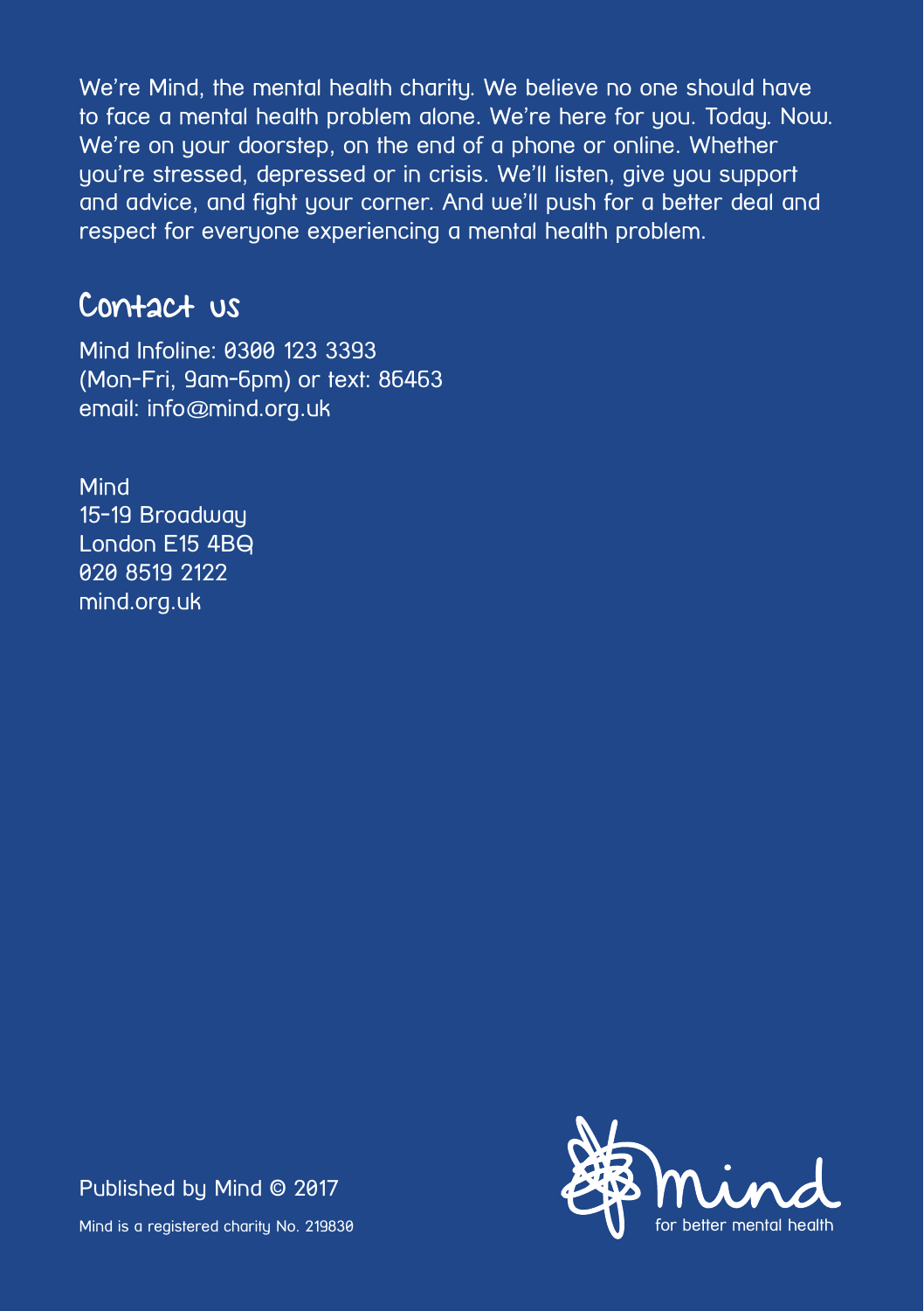We're Mind, the mental health charity. We believe no one should have to face a mental health problem alone. We're here for you. Today. Now. We're on your doorstep, on the end of a phone or online. Whether you're stressed, depressed or in crisis. We'll listen, give you support and advice, and fight your corner. And we'll push for a better deal and respect for everyone experiencing a mental health problem.

## Contact us

Mind Infoline: 0300 123 3393
(Mon-Fri, 9am-6pm) or text: 86463
email: info@mind.org.uk

Mind
15-19 Broadway
London E15 4BQ
020 8519 2122
mind.org.uk

Published by Mind © 2017

Mind is a registered charity No. 219830

mind
for better mental health